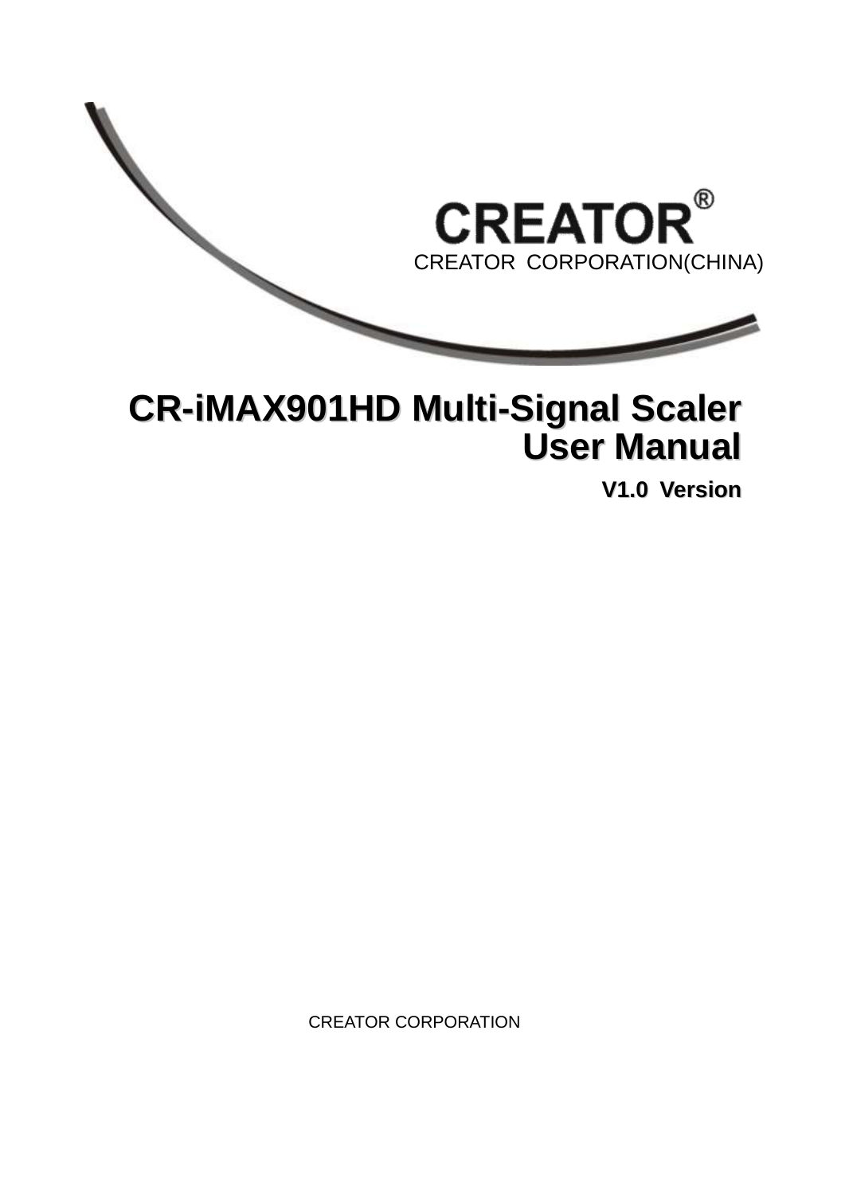CREATOR®

CREATOR CORPORATION(CHINA)

# CR-iMAX901HD Multi-Signal Scaler User Manual

**V1.0 Version**

CREATOR CORPORATION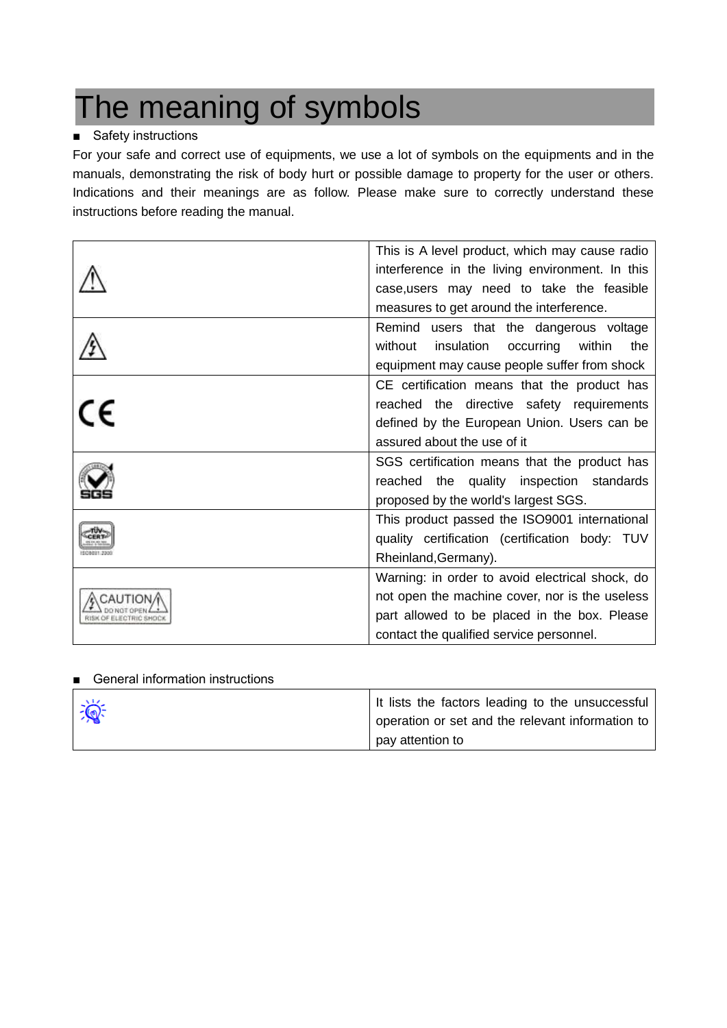# The meaning of symbols

■ Safety instructions

For your safe and correct use of equipments, we use a lot of symbols on the equipments and in the manuals, demonstrating the risk of body hurt or possible damage to property for the user or others. Indications and their meanings are as follow. Please make sure to correctly understand these instructions before reading the manual.

| | |
|---|---|
| ⚠ | This is A level product, which may cause radio interference in the living environment. In this case,users may need to take the feasible measures to get around the interference. |
| ⚠ | Remind users that the dangerous voltage without insulation occurring within the equipment may cause people suffer from shock |
| CE | CE certification means that the product has reached the directive safety requirements defined by the European Union. Users can be assured about the use of it |
| SGS | SGS certification means that the product has reached the quality inspection standards proposed by the world's largest SGS. |
| TÜV CERT ISO9001:2000 | This product passed the ISO9001 international quality certification (certification body: TUV Rheinland,Germany). |
| CAUTION DO NOT OPEN RISK OF ELECTRIC SHOCK | Warning: in order to avoid electrical shock, do not open the machine cover, nor is the useless part allowed to be placed in the box. Please contact the qualified service personnel. |

■ General information instructions

| | |
|---|---|
| | It lists the factors leading to the unsuccessful operation or set and the relevant information to pay attention to |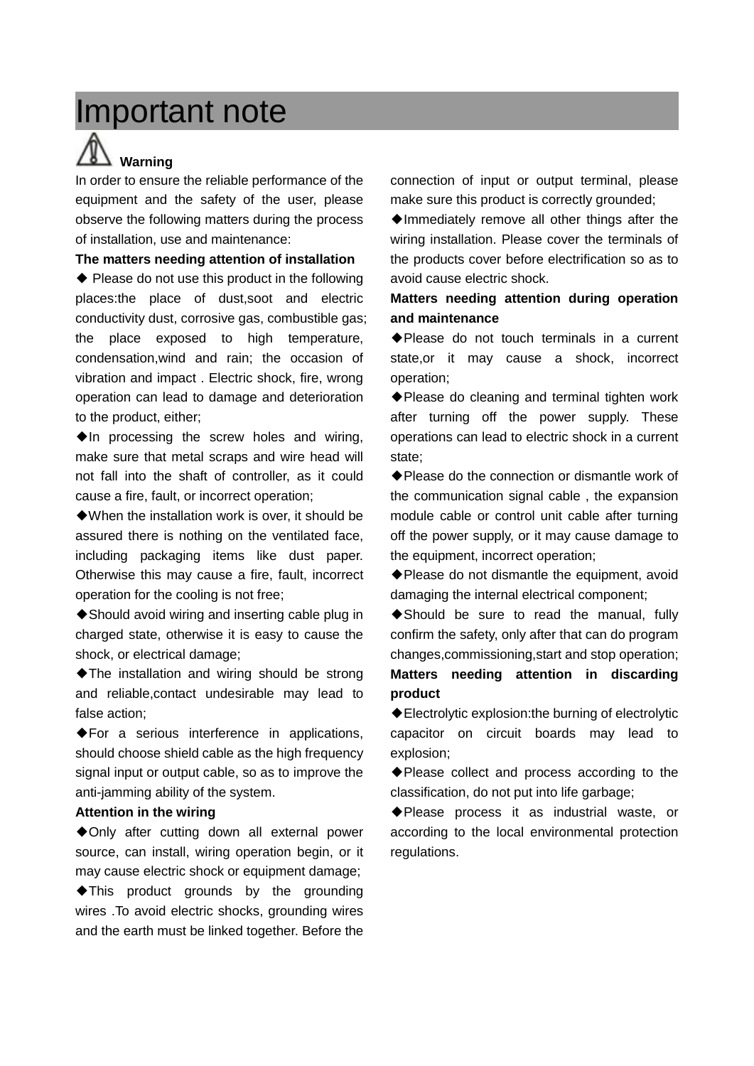# Important note

**Warning**

In order to ensure the reliable performance of the equipment and the safety of the user, please observe the following matters during the process of installation, use and maintenance:

**The matters needing attention of installation**

◆ Please do not use this product in the following places:the place of dust,soot and electric conductivity dust, corrosive gas, combustible gas; the place exposed to high temperature, condensation,wind and rain; the occasion of vibration and impact . Electric shock, fire, wrong operation can lead to damage and deterioration to the product, either;

◆In processing the screw holes and wiring, make sure that metal scraps and wire head will not fall into the shaft of controller, as it could cause a fire, fault, or incorrect operation;

◆When the installation work is over, it should be assured there is nothing on the ventilated face, including packaging items like dust paper. Otherwise this may cause a fire, fault, incorrect operation for the cooling is not free;

◆Should avoid wiring and inserting cable plug in charged state, otherwise it is easy to cause the shock, or electrical damage;

◆The installation and wiring should be strong and reliable,contact undesirable may lead to false action;

◆For a serious interference in applications, should choose shield cable as the high frequency signal input or output cable, so as to improve the anti-jamming ability of the system.

**Attention in the wiring**

◆Only after cutting down all external power source, can install, wiring operation begin, or it may cause electric shock or equipment damage;

◆This product grounds by the grounding wires .To avoid electric shocks, grounding wires and the earth must be linked together. Before the connection of input or output terminal, please make sure this product is correctly grounded;

◆Immediately remove all other things after the wiring installation. Please cover the terminals of the products cover before electrification so as to avoid cause electric shock.

**Matters needing attention during operation and maintenance**

◆Please do not touch terminals in a current state,or it may cause a shock, incorrect operation;

◆Please do cleaning and terminal tighten work after turning off the power supply. These operations can lead to electric shock in a current state;

◆Please do the connection or dismantle work of the communication signal cable , the expansion module cable or control unit cable after turning off the power supply, or it may cause damage to the equipment, incorrect operation;

◆Please do not dismantle the equipment, avoid damaging the internal electrical component;

◆Should be sure to read the manual, fully confirm the safety, only after that can do program changes,commissioning,start and stop operation;

**Matters needing attention in discarding product**

◆Electrolytic explosion:the burning of electrolytic capacitor on circuit boards may lead to explosion;

◆Please collect and process according to the classification, do not put into life garbage;

◆Please process it as industrial waste, or according to the local environmental protection regulations.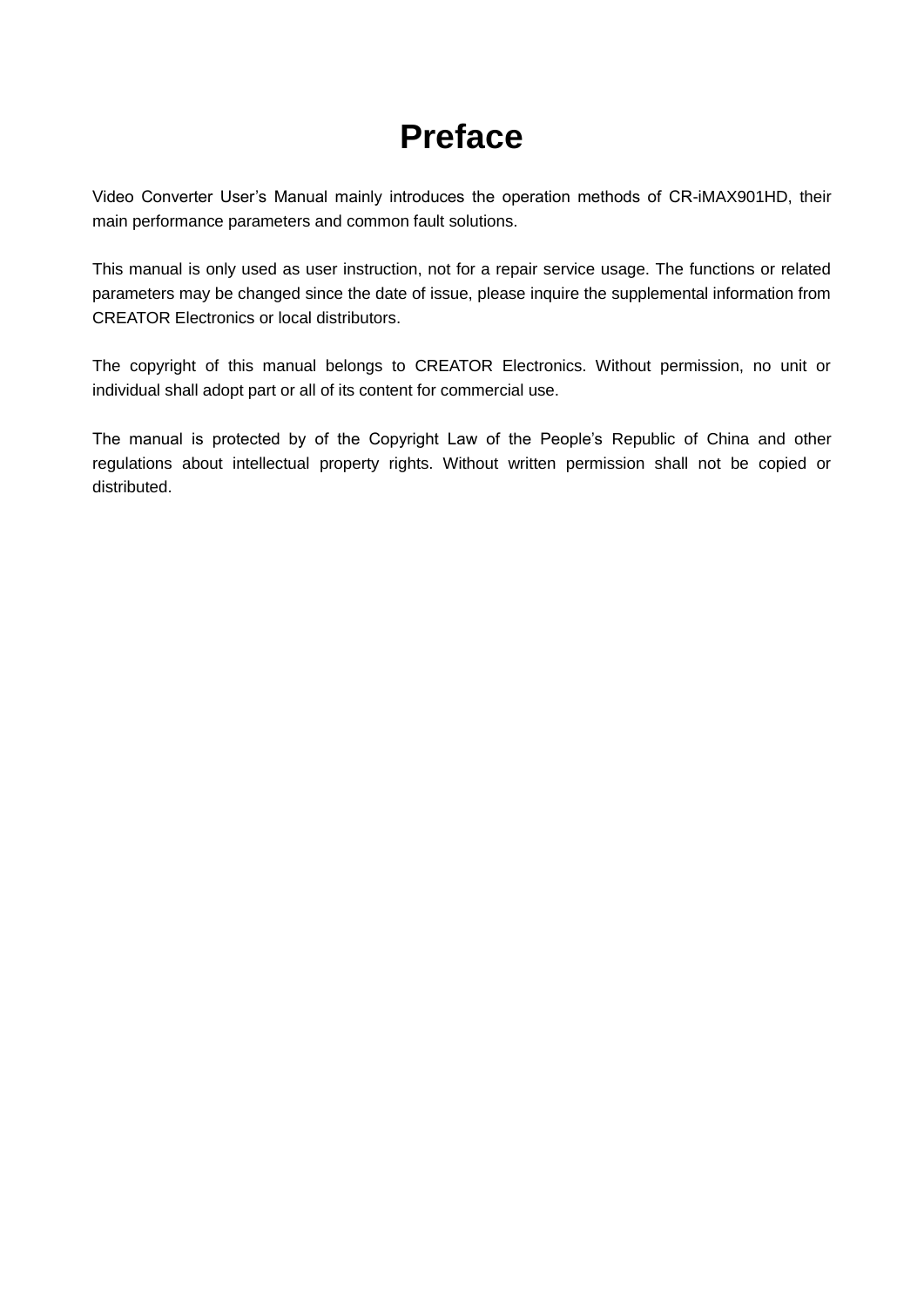# Preface

Video Converter User’s Manual mainly introduces the operation methods of CR-iMAX901HD, their main performance parameters and common fault solutions.

This manual is only used as user instruction, not for a repair service usage. The functions or related parameters may be changed since the date of issue, please inquire the supplemental information from CREATOR Electronics or local distributors.

The copyright of this manual belongs to CREATOR Electronics. Without permission, no unit or individual shall adopt part or all of its content for commercial use.

The manual is protected by of the Copyright Law of the People’s Republic of China and other regulations about intellectual property rights. Without written permission shall not be copied or distributed.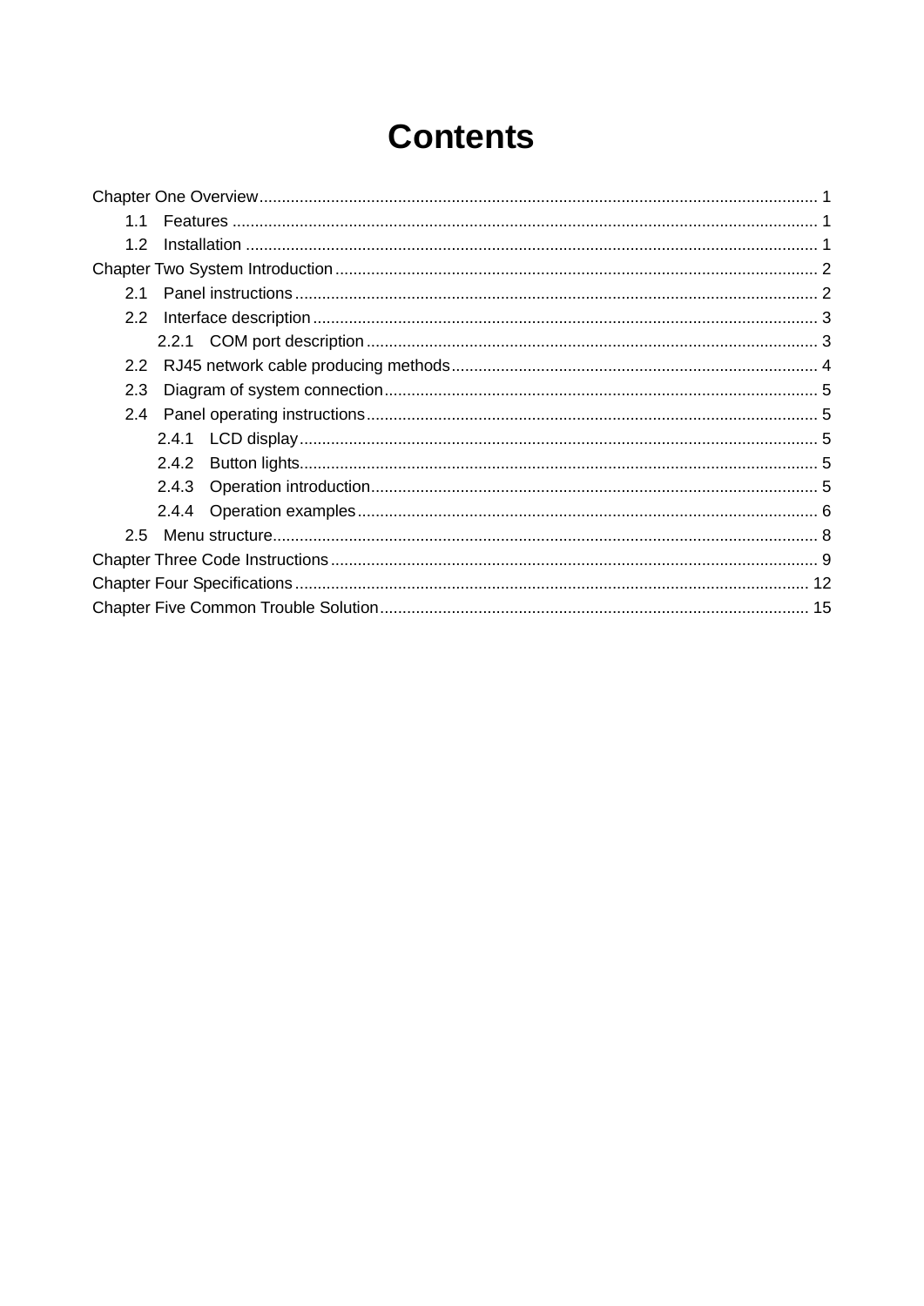# Contents

Chapter One Overview........................................................................................................................... 1

  1.1 Features .................................................................................................................................. 1

  1.2 Installation ............................................................................................................................... 1

Chapter Two System Introduction........................................................................................................... 2

  2.1 Panel instructions..................................................................................................................... 2

  2.2 Interface description................................................................................................................. 3

    2.2.1 COM port description..................................................................................................... 3

  2.2 RJ45 network cable producing methods.................................................................................. 4

  2.3 Diagram of system connection.................................................................................................. 5

  2.4 Panel operating instructions...................................................................................................... 5

    2.4.1 LCD display.................................................................................................................... 5

    2.4.2 Button lights.................................................................................................................... 5

    2.4.3 Operation introduction.................................................................................................... 5

    2.4.4 Operation examples....................................................................................................... 6

  2.5 Menu structure.......................................................................................................................... 8

Chapter Three Code Instructions............................................................................................................ 9

Chapter Four Specifications.................................................................................................................. 12

Chapter Five Common Trouble Solution............................................................................................... 15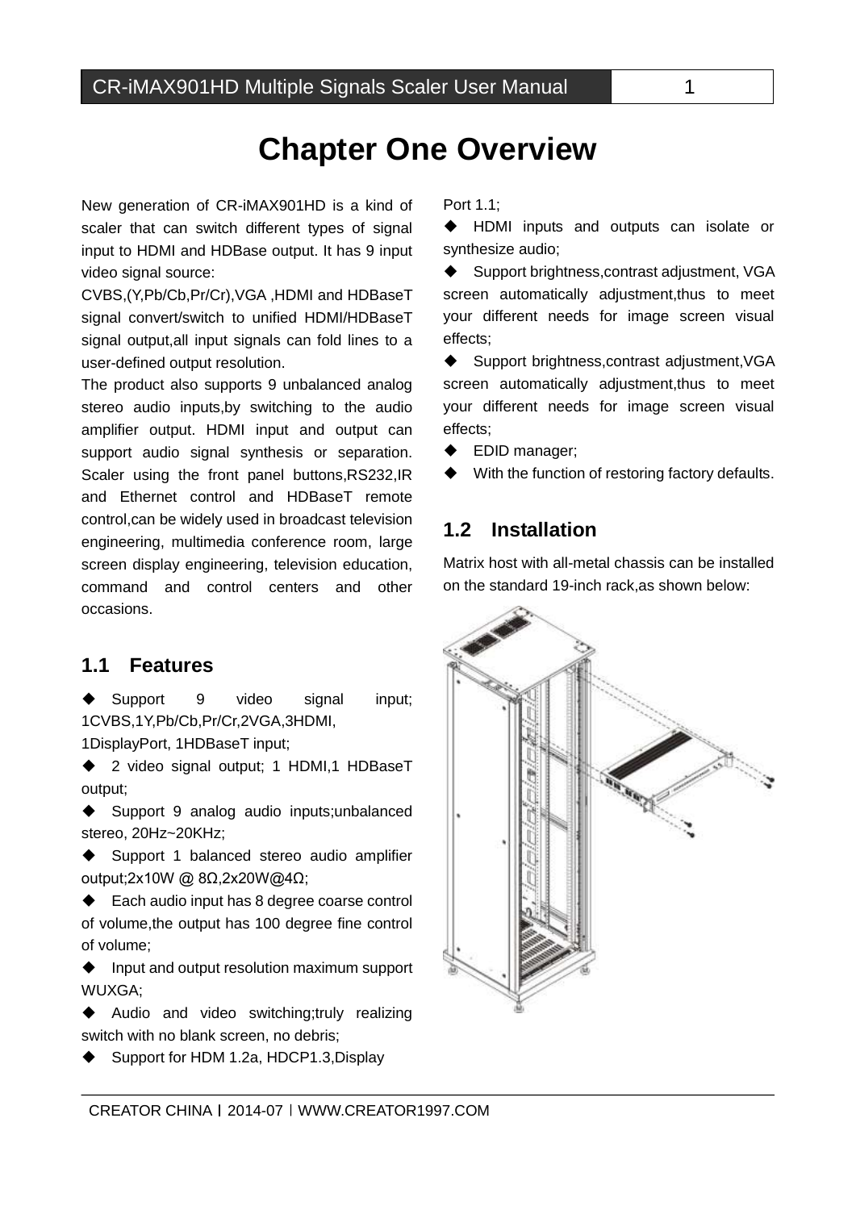# Chapter One Overview

New generation of CR-iMAX901HD is a kind of scaler that can switch different types of signal input to HDMI and HDBase output. It has 9 input video signal source:

CVBS,(Y,Pb/Cb,Pr/Cr),VGA ,HDMI and HDBaseT signal convert/switch to unified HDMI/HDBaseT signal output,all input signals can fold lines to a user-defined output resolution.

The product also supports 9 unbalanced analog stereo audio inputs,by switching to the audio amplifier output. HDMI input and output can support audio signal synthesis or separation. Scaler using the front panel buttons,RS232,IR and Ethernet control and HDBaseT remote control,can be widely used in broadcast television engineering, multimedia conference room, large screen display engineering, television education, command and control centers and other occasions.

## 1.1 Features

- ◆ Support 9 video signal input; 1CVBS,1Y,Pb/Cb,Pr/Cr,2VGA,3HDMI, 1DisplayPort, 1HDBaseT input;
- ◆ 2 video signal output; 1 HDMI,1 HDBaseT output;
- ◆ Support 9 analog audio inputs;unbalanced stereo, 20Hz~20KHz;
- ◆ Support 1 balanced stereo audio amplifier output;2x10W @ 8Ω,2x20W@4Ω;
- ◆ Each audio input has 8 degree coarse control of volume,the output has 100 degree fine control of volume;
- ◆ Input and output resolution maximum support WUXGA;
- ◆ Audio and video switching;truly realizing switch with no blank screen, no debris;
- ◆ Support for HDM 1.2a, HDCP1.3,Display Port 1.1;
- ◆ HDMI inputs and outputs can isolate or synthesize audio;
- ◆ Support brightness,contrast adjustment, VGA screen automatically adjustment,thus to meet your different needs for image screen visual effects;
- ◆ Support brightness,contrast adjustment,VGA screen automatically adjustment,thus to meet your different needs for image screen visual effects;
- ◆ EDID manager;
- ◆ With the function of restoring factory defaults.

## 1.2 Installation

Matrix host with all-metal chassis can be installed on the standard 19-inch rack,as shown below: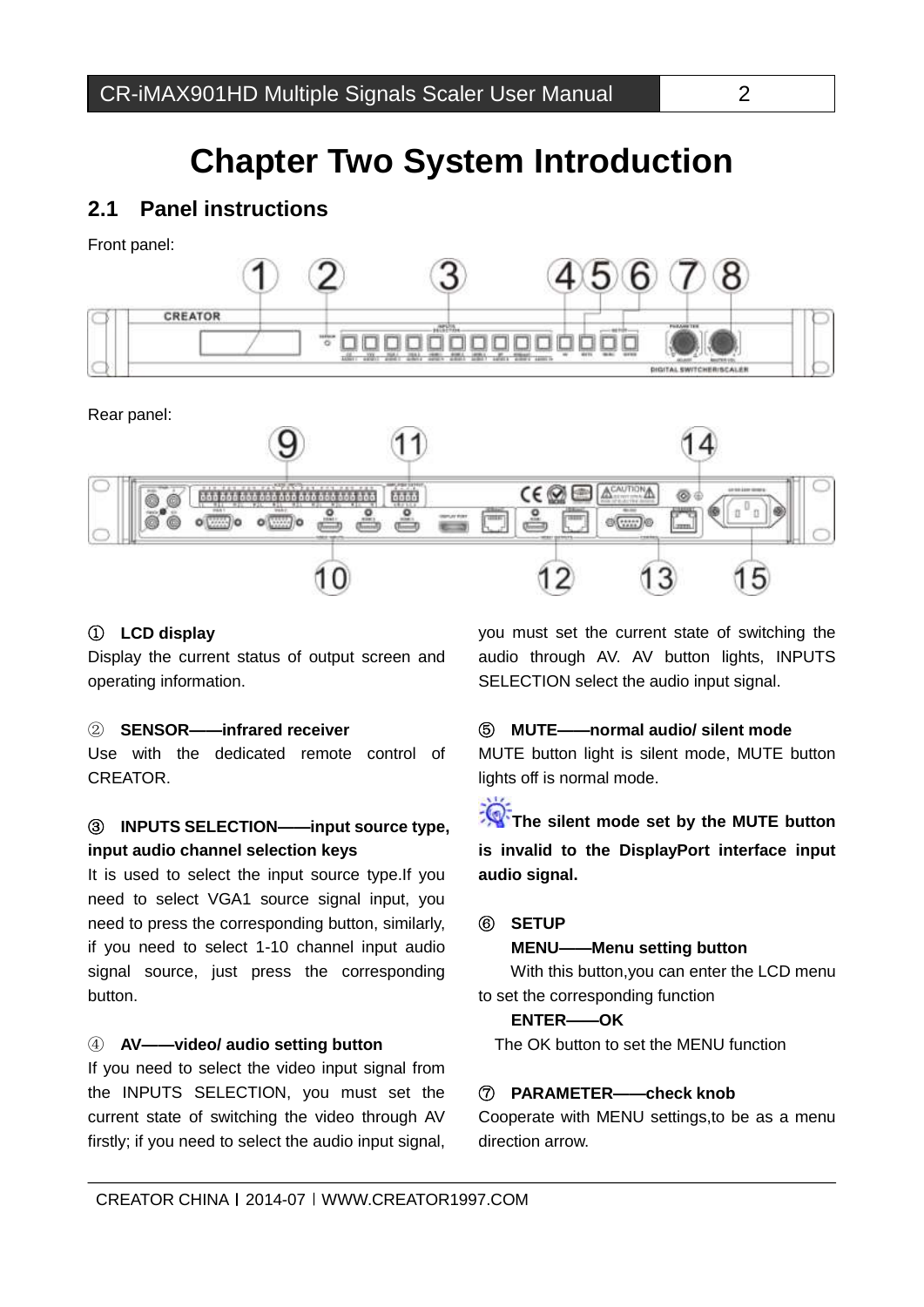# Chapter Two System Introduction

## 2.1 Panel instructions

Front panel:

Rear panel:

① **LCD display**

Display the current status of output screen and operating information.

② **SENSOR——infrared receiver**

Use with the dedicated remote control of CREATOR.

③ **INPUTS SELECTION——input source type, input audio channel selection keys**

It is used to select the input source type.If you need to select VGA1 source signal input, you need to press the corresponding button, similarly, if you need to select 1-10 channel input audio signal source, just press the corresponding button.

④ **AV——video/ audio setting button**

If you need to select the video input signal from the INPUTS SELECTION, you must set the current state of switching the video through AV firstly; if you need to select the audio input signal, you must set the current state of switching the audio through AV. AV button lights, INPUTS SELECTION select the audio input signal.

⑤ **MUTE——normal audio/ silent mode**

MUTE button light is silent mode, MUTE button lights off is normal mode.

**The silent mode set by the MUTE button is invalid to the DisplayPort interface input audio signal.**

⑥ **SETUP**

**MENU——Menu setting button**

With this button,you can enter the LCD menu to set the corresponding function

**ENTER——OK**

The OK button to set the MENU function

⑦ **PARAMETER——check knob**

Cooperate with MENU settings,to be as a menu direction arrow.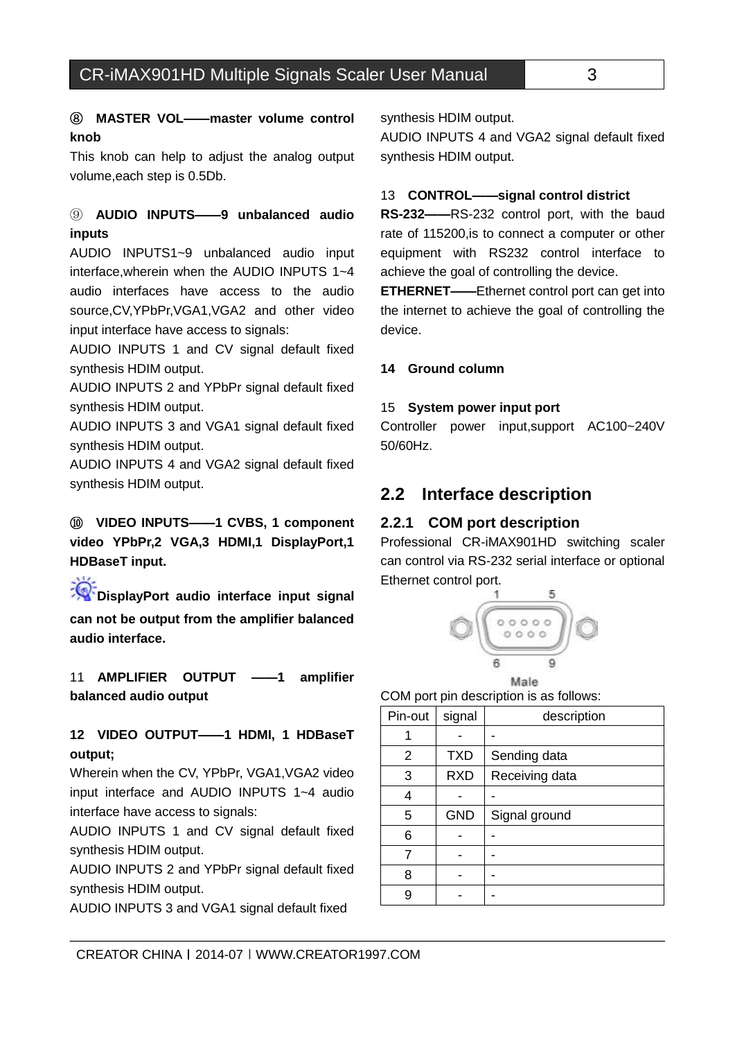**⑧ MASTER VOL——master volume control knob**

This knob can help to adjust the analog output volume,each step is 0.5Db.

**⑨ AUDIO INPUTS——9 unbalanced audio inputs**

AUDIO INPUTS1~9 unbalanced audio input interface,wherein when the AUDIO INPUTS 1~4 audio interfaces have access to the audio source,CV,YPbPr,VGA1,VGA2 and other video input interface have access to signals:

AUDIO INPUTS 1 and CV signal default fixed synthesis HDIM output.

AUDIO INPUTS 2 and YPbPr signal default fixed synthesis HDIM output.

AUDIO INPUTS 3 and VGA1 signal default fixed synthesis HDIM output.

AUDIO INPUTS 4 and VGA2 signal default fixed synthesis HDIM output.

**⑩ VIDEO INPUTS——1 CVBS, 1 component video YPbPr,2 VGA,3 HDMI,1 DisplayPort,1 HDBaseT input.**

**DisplayPort audio interface input signal can not be output from the amplifier balanced audio interface.**

11 **AMPLIFIER OUTPUT ——1 amplifier balanced audio output**

**12 VIDEO OUTPUT——1 HDMI, 1 HDBaseT output;**

Wherein when the CV, YPbPr, VGA1,VGA2 video input interface and AUDIO INPUTS 1~4 audio interface have access to signals:

AUDIO INPUTS 1 and CV signal default fixed synthesis HDIM output.

AUDIO INPUTS 2 and YPbPr signal default fixed synthesis HDIM output.

AUDIO INPUTS 3 and VGA1 signal default fixed synthesis HDIM output.

AUDIO INPUTS 4 and VGA2 signal default fixed synthesis HDIM output.

13 **CONTROL——signal control district**

**RS-232——**RS-232 control port, with the baud rate of 115200,is to connect a computer or other equipment with RS232 control interface to achieve the goal of controlling the device.

**ETHERNET——**Ethernet control port can get into the internet to achieve the goal of controlling the device.

**14 Ground column**

15 **System power input port**

Controller power input,support AC100~240V 50/60Hz.

## 2.2 Interface description

### 2.2.1 COM port description

Professional CR-iMAX901HD switching scaler can control via RS-232 serial interface or optional Ethernet control port.

COM port pin description is as follows:

| Pin-out | signal | description |
|---|---|---|
| 1 | - | - |
| 2 | TXD | Sending data |
| 3 | RXD | Receiving data |
| 4 | - | - |
| 5 | GND | Signal ground |
| 6 | - | - |
| 7 | - | - |
| 8 | - | - |
| 9 | - | - |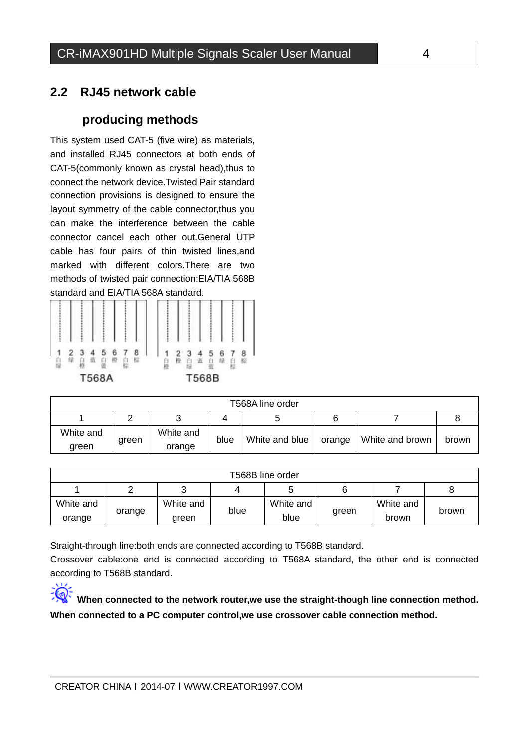## 2.2 RJ45 network cable producing methods

This system used CAT-5 (five wire) as materials, and installed RJ45 connectors at both ends of CAT-5(commonly known as crystal head),thus to connect the network device.Twisted Pair standard connection provisions is designed to ensure the layout symmetry of the cable connector,thus you can make the interference between the cable connector cancel each other out.General UTP cable has four pairs of thin twisted lines,and marked with different colors.There are two methods of twisted pair connection:EIA/TIA 568B standard and EIA/TIA 568A standard.

T568A T568B

| T568A line order | | | | | | | |
|---|---|---|---|---|---|---|---|
| 1 | 2 | 3 | 4 | 5 | 6 | 7 | 8 |
| White and green | green | White and orange | blue | White and blue | orange | White and brown | brown |

| T568B line order | | | | | | | |
|---|---|---|---|---|---|---|---|
| 1 | 2 | 3 | 4 | 5 | 6 | 7 | 8 |
| White and orange | orange | White and green | blue | White and blue | green | White and brown | brown |

Straight-through line:both ends are connected according to T568B standard.
Crossover cable:one end is connected according to T568A standard, the other end is connected according to T568B standard.

**When connected to the network router,we use the straight-though line connection method. When connected to a PC computer control,we use crossover cable connection method.**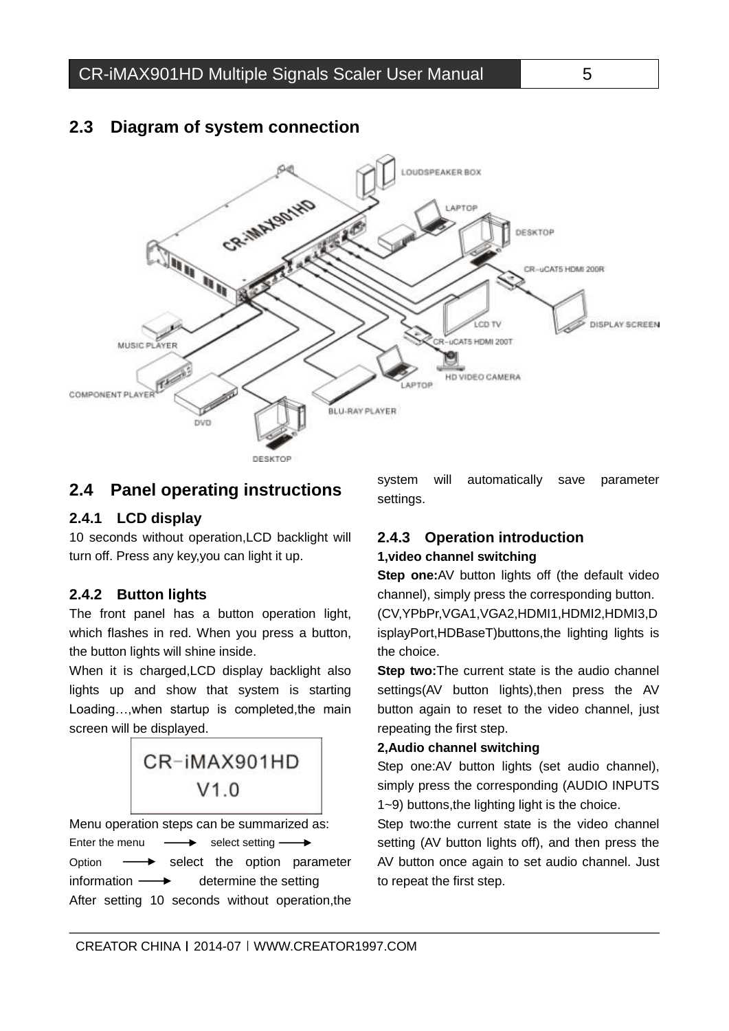## 2.3 Diagram of system connection

LOUDSPEAKER BOX

LAPTOP

DESKTOP

CR-uCAT5 HDMI 200R

LCD TV

DISPLAY SCREEN

CR-uCAT5 HDMI 200T

HD VIDEO CAMERA

MUSIC PLAYER

COMPONENT PLAYER

LAPTOP

BLU-RAY PLAYER

DVD

DESKTOP

## 2.4 Panel operating instructions

### 2.4.1 LCD display

10 seconds without operation,LCD backlight will turn off. Press any key,you can light it up.

### 2.4.2 Button lights

The front panel has a button operation light, which flashes in red. When you press a button, the button lights will shine inside.

When it is charged,LCD display backlight also lights up and show that system is starting Loading…,when startup is completed,the main screen will be displayed.

CR-iMAX901HD
V1.0

Menu operation steps can be summarized as:

Enter the menu ⟶ select setting ⟶ Option ⟶ select the option parameter information ⟶ determine the setting

After setting 10 seconds without operation,the system will automatically save parameter settings.

### 2.4.3 Operation introduction

**1,video channel switching**

**Step one:**AV button lights off (the default video channel), simply press the corresponding button. (CV,YPbPr,VGA1,VGA2,HDMI1,HDMI2,HDMI3,DisplayPort,HDBaseT)buttons,the lighting lights is the choice.

**Step two:**The current state is the audio channel settings(AV button lights),then press the AV button again to reset to the video channel, just repeating the first step.

**2,Audio channel switching**

Step one:AV button lights (set audio channel), simply press the corresponding (AUDIO INPUTS 1~9) buttons,the lighting light is the choice.

Step two:the current state is the video channel setting (AV button lights off), and then press the AV button once again to set audio channel. Just to repeat the first step.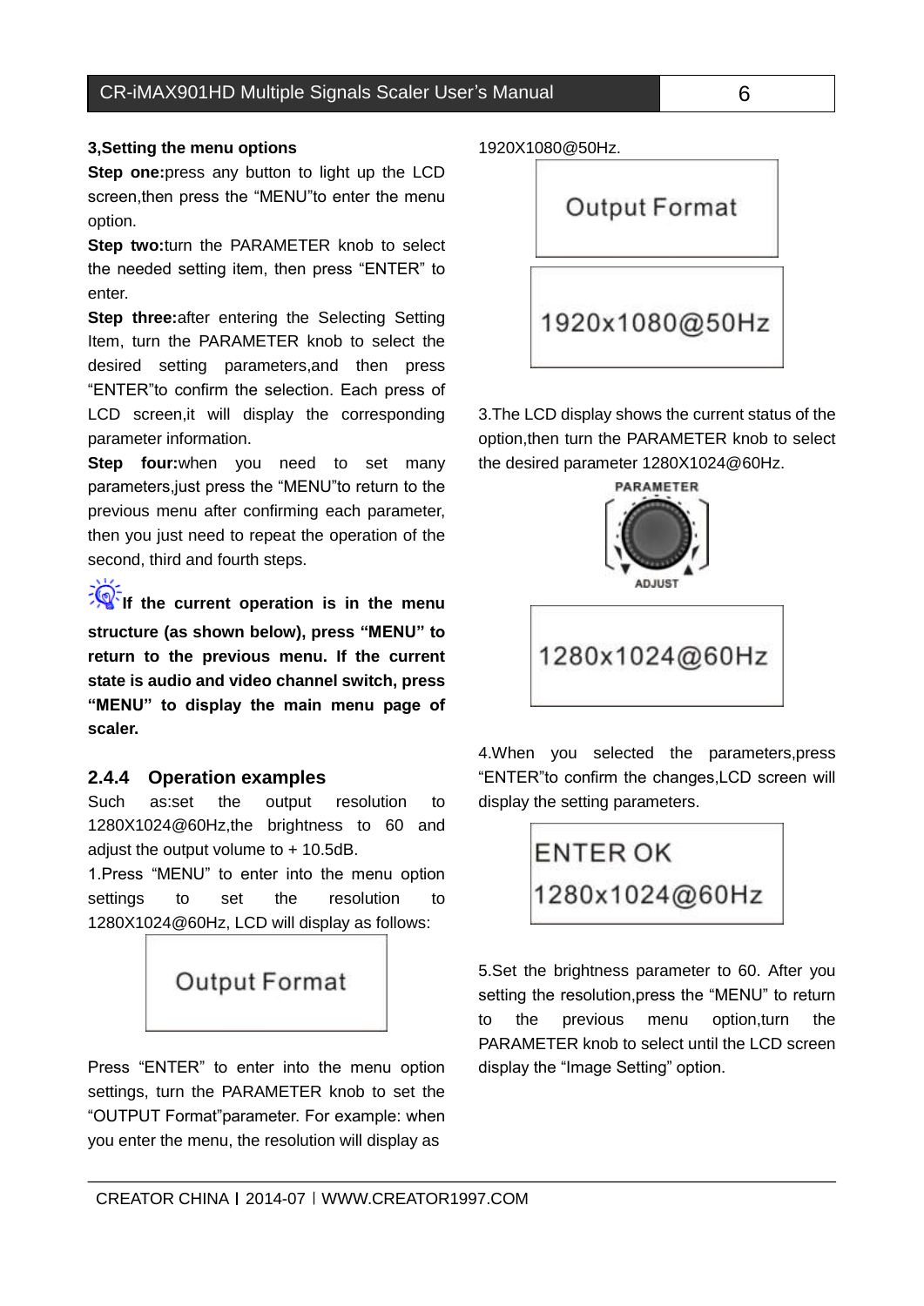**3,Setting the menu options**

**Step one:**press any button to light up the LCD screen,then press the "MENU"to enter the menu option.

**Step two:**turn the PARAMETER knob to select the needed setting item, then press "ENTER" to enter.

**Step three:**after entering the Selecting Setting Item, turn the PARAMETER knob to select the desired setting parameters,and then press "ENTER"to confirm the selection. Each press of LCD screen,it will display the corresponding parameter information.

**Step four:**when you need to set many parameters,just press the "MENU"to return to the previous menu after confirming each parameter, then you just need to repeat the operation of the second, third and fourth steps.

**If the current operation is in the menu structure (as shown below), press "MENU" to return to the previous menu. If the current state is audio and video channel switch, press "MENU" to display the main menu page of scaler.**

## 2.4.4 Operation examples

Such as:set the output resolution to 1280X1024@60Hz,the brightness to 60 and adjust the output volume to + 10.5dB.

1.Press "MENU" to enter into the menu option settings to set the resolution to 1280X1024@60Hz, LCD will display as follows:

Output Format

Press "ENTER" to enter into the menu option settings, turn the PARAMETER knob to set the "OUTPUT Format"parameter. For example: when you enter the menu, the resolution will display as 1920X1080@50Hz.

Output Format

1920x1080@50Hz

3.The LCD display shows the current status of the option,then turn the PARAMETER knob to select the desired parameter 1280X1024@60Hz.

PARAMETER

ADJUST

1280x1024@60Hz

4.When you selected the parameters,press "ENTER"to confirm the changes,LCD screen will display the setting parameters.

ENTER OK

1280x1024@60Hz

5.Set the brightness parameter to 60. After you setting the resolution,press the "MENU" to return to the previous menu option,turn the PARAMETER knob to select until the LCD screen display the "Image Setting" option.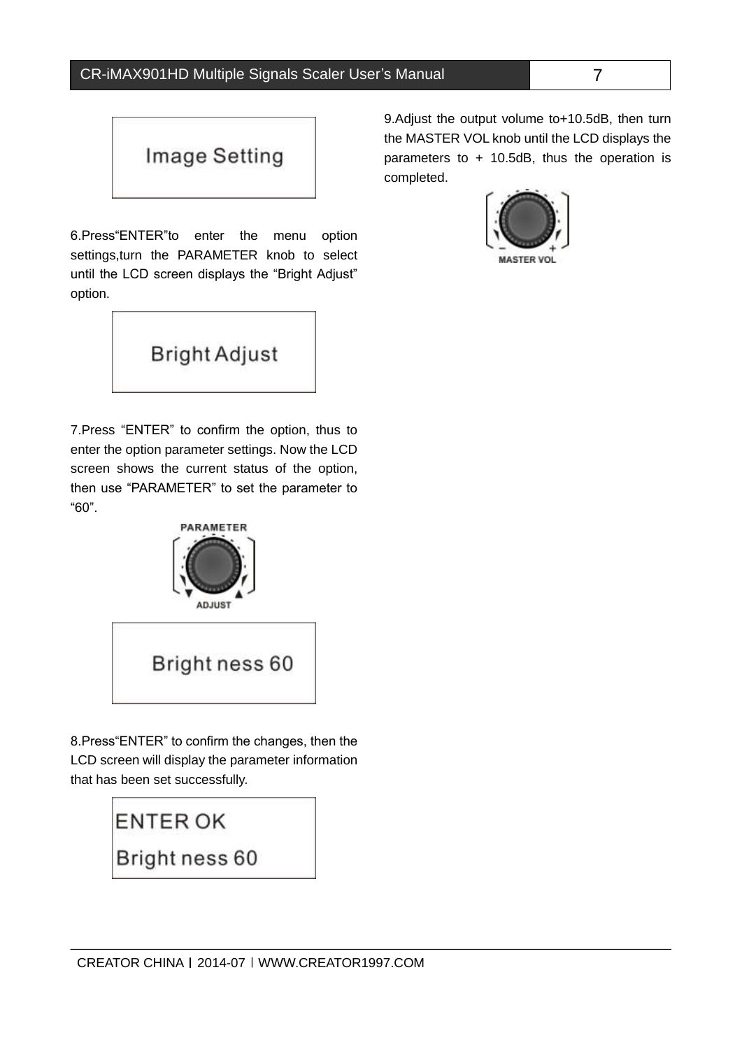Image Setting

6.Press“ENTER”to enter the menu option settings,turn the PARAMETER knob to select until the LCD screen displays the “Bright Adjust” option.

Bright Adjust

7.Press “ENTER” to confirm the option, thus to enter the option parameter settings. Now the LCD screen shows the current status of the option, then use “PARAMETER” to set the parameter to “60”.

PARAMETER

ADJUST

Bright ness 60

8.Press“ENTER” to confirm the changes, then the LCD screen will display the parameter information that has been set successfully.

ENTER OK

Bright ness 60

9.Adjust the output volume to+10.5dB, then turn the MASTER VOL knob until the LCD displays the parameters to + 10.5dB, thus the operation is completed.

MASTER VOL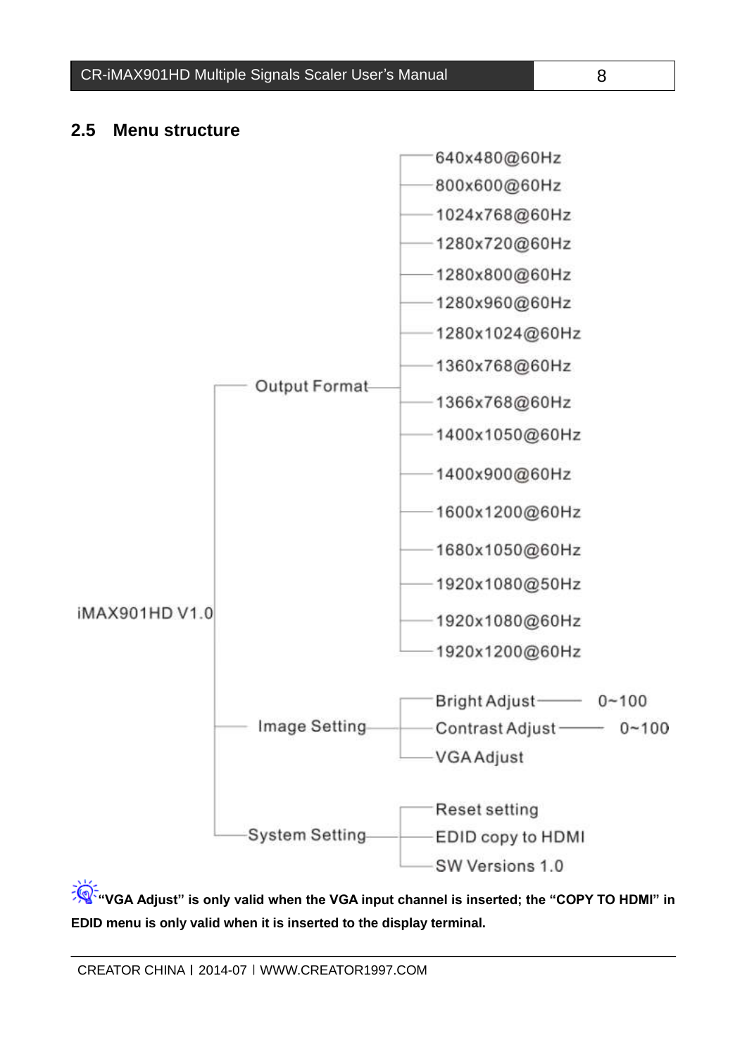## 2.5 Menu structure

- iMAX901HD V1.0
  - Output Format
    - 640x480@60Hz
    - 800x600@60Hz
    - 1024x768@60Hz
    - 1280x720@60Hz
    - 1280x800@60Hz
    - 1280x960@60Hz
    - 1280x1024@60Hz
    - 1360x768@60Hz
    - 1366x768@60Hz
    - 1400x1050@60Hz
    - 1400x900@60Hz
    - 1600x1200@60Hz
    - 1680x1050@60Hz
    - 1920x1080@50Hz
    - 1920x1080@60Hz
    - 1920x1200@60Hz
  - Image Setting
    - Bright Adjust — 0~100
    - Contrast Adjust — 0~100
    - VGA Adjust
  - System Setting
    - Reset setting
    - EDID copy to HDMI
    - SW Versions 1.0

**"VGA Adjust" is only valid when the VGA input channel is inserted; the "COPY TO HDMI" in EDID menu is only valid when it is inserted to the display terminal.**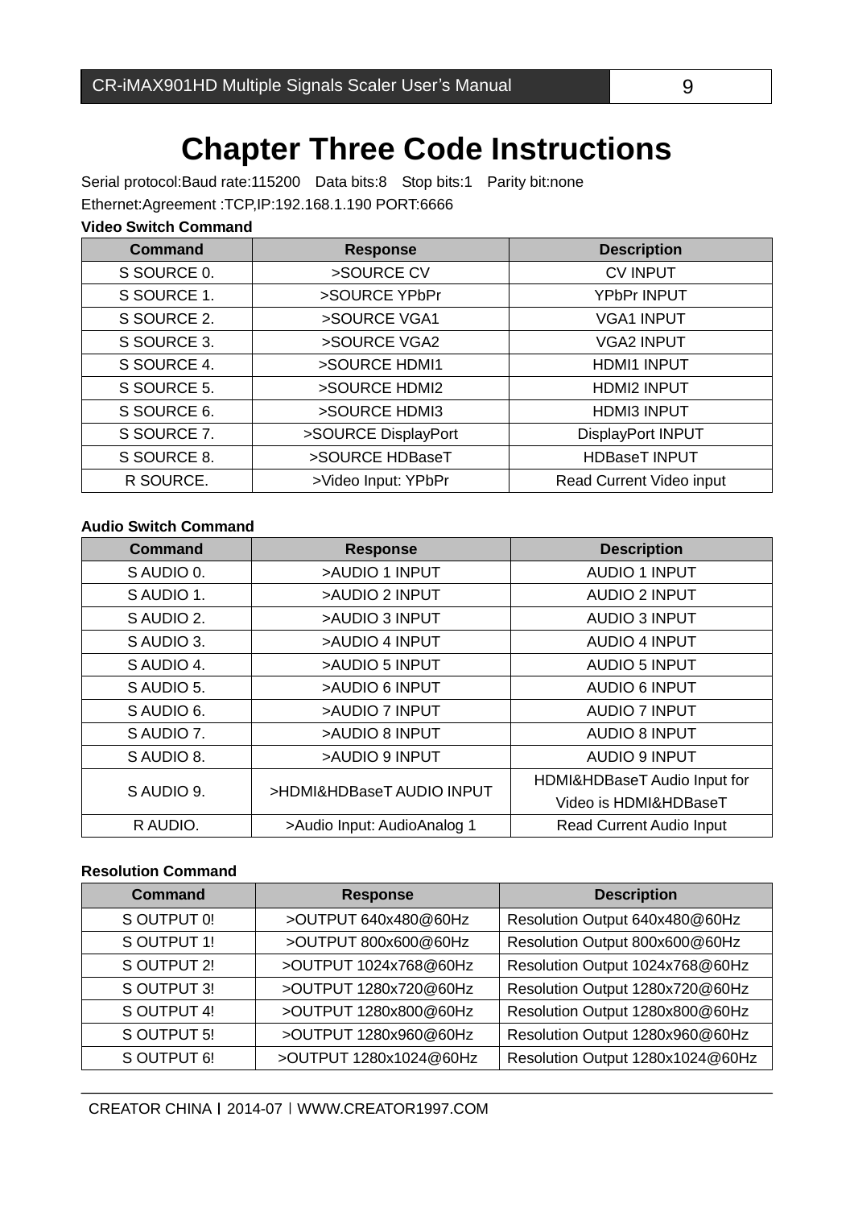# Chapter Three Code Instructions

Serial protocol:Baud rate:115200  Data bits:8  Stop bits:1  Parity bit:none

Ethernet:Agreement :TCP,IP:192.168.1.190 PORT:6666

**Video Switch Command**

| Command | Response | Description |
|---|---|---|
| S SOURCE 0. | >SOURCE CV | CV INPUT |
| S SOURCE 1. | >SOURCE YPbPr | YPbPr INPUT |
| S SOURCE 2. | >SOURCE VGA1 | VGA1 INPUT |
| S SOURCE 3. | >SOURCE VGA2 | VGA2 INPUT |
| S SOURCE 4. | >SOURCE HDMI1 | HDMI1 INPUT |
| S SOURCE 5. | >SOURCE HDMI2 | HDMI2 INPUT |
| S SOURCE 6. | >SOURCE HDMI3 | HDMI3 INPUT |
| S SOURCE 7. | >SOURCE DisplayPort | DisplayPort INPUT |
| S SOURCE 8. | >SOURCE HDBaseT | HDBaseT INPUT |
| R SOURCE. | >Video Input: YPbPr | Read Current Video input |

**Audio Switch Command**

| Command | Response | Description |
|---|---|---|
| S AUDIO 0. | >AUDIO 1 INPUT | AUDIO 1 INPUT |
| S AUDIO 1. | >AUDIO 2 INPUT | AUDIO 2 INPUT |
| S AUDIO 2. | >AUDIO 3 INPUT | AUDIO 3 INPUT |
| S AUDIO 3. | >AUDIO 4 INPUT | AUDIO 4 INPUT |
| S AUDIO 4. | >AUDIO 5 INPUT | AUDIO 5 INPUT |
| S AUDIO 5. | >AUDIO 6 INPUT | AUDIO 6 INPUT |
| S AUDIO 6. | >AUDIO 7 INPUT | AUDIO 7 INPUT |
| S AUDIO 7. | >AUDIO 8 INPUT | AUDIO 8 INPUT |
| S AUDIO 8. | >AUDIO 9 INPUT | AUDIO 9 INPUT |
| S AUDIO 9. | >HDMI&HDBaseT AUDIO INPUT | HDMI&HDBaseT Audio Input for Video is HDMI&HDBaseT |
| R AUDIO. | >Audio Input: AudioAnalog 1 | Read Current Audio Input |

**Resolution Command**

| Command | Response | Description |
|---|---|---|
| S OUTPUT 0! | >OUTPUT 640x480@60Hz | Resolution Output 640x480@60Hz |
| S OUTPUT 1! | >OUTPUT 800x600@60Hz | Resolution Output 800x600@60Hz |
| S OUTPUT 2! | >OUTPUT 1024x768@60Hz | Resolution Output 1024x768@60Hz |
| S OUTPUT 3! | >OUTPUT 1280x720@60Hz | Resolution Output 1280x720@60Hz |
| S OUTPUT 4! | >OUTPUT 1280x800@60Hz | Resolution Output 1280x800@60Hz |
| S OUTPUT 5! | >OUTPUT 1280x960@60Hz | Resolution Output 1280x960@60Hz |
| S OUTPUT 6! | >OUTPUT 1280x1024@60Hz | Resolution Output 1280x1024@60Hz |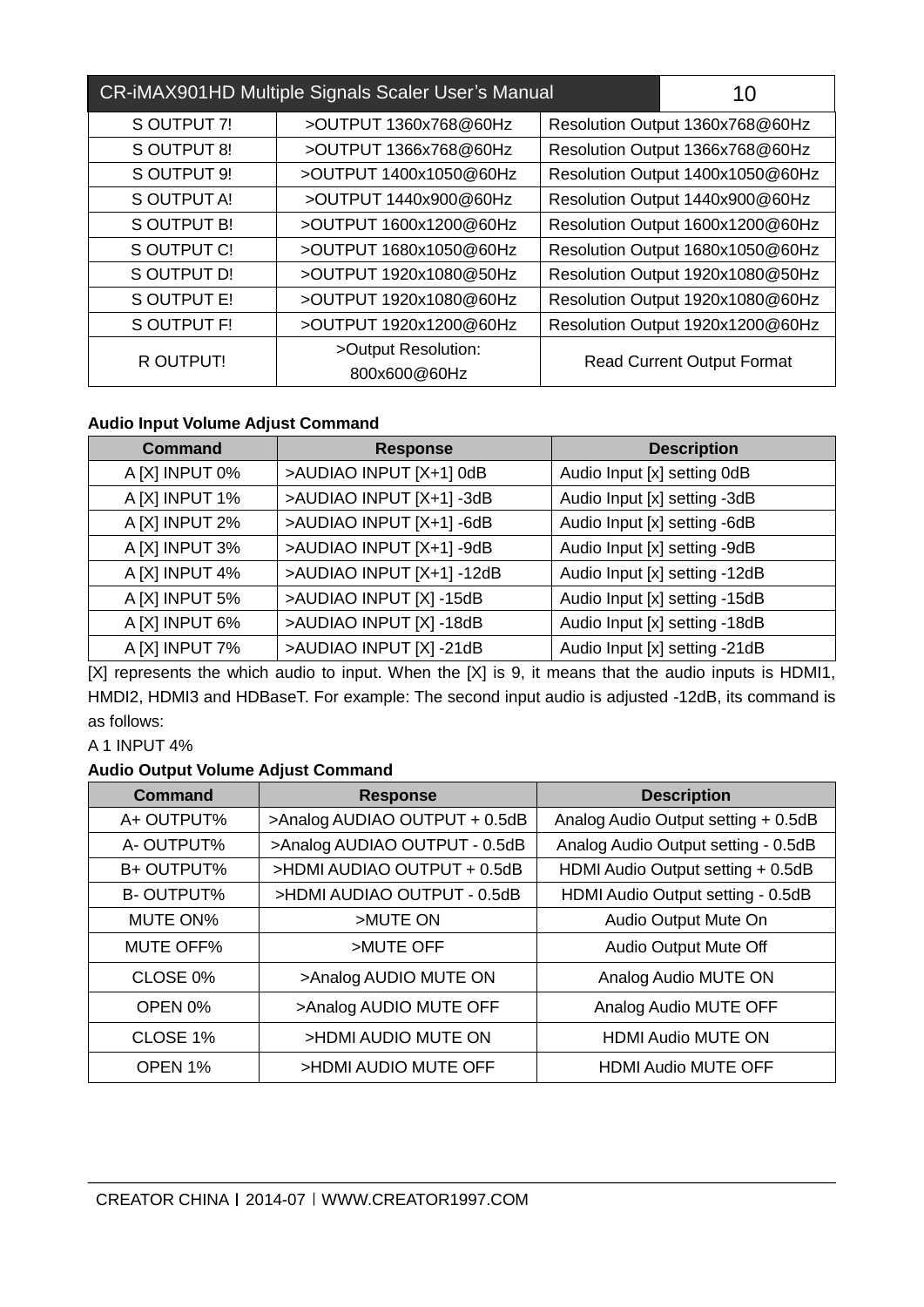| S OUTPUT 7! | >OUTPUT 1360x768@60Hz | Resolution Output 1360x768@60Hz |
|---|---|---|
| S OUTPUT 8! | >OUTPUT 1366x768@60Hz | Resolution Output 1366x768@60Hz |
| S OUTPUT 9! | >OUTPUT 1400x1050@60Hz | Resolution Output 1400x1050@60Hz |
| S OUTPUT A! | >OUTPUT 1440x900@60Hz | Resolution Output 1440x900@60Hz |
| S OUTPUT B! | >OUTPUT 1600x1200@60Hz | Resolution Output 1600x1200@60Hz |
| S OUTPUT C! | >OUTPUT 1680x1050@60Hz | Resolution Output 1680x1050@60Hz |
| S OUTPUT D! | >OUTPUT 1920x1080@50Hz | Resolution Output 1920x1080@50Hz |
| S OUTPUT E! | >OUTPUT 1920x1080@60Hz | Resolution Output 1920x1080@60Hz |
| S OUTPUT F! | >OUTPUT 1920x1200@60Hz | Resolution Output 1920x1200@60Hz |
| R OUTPUT! | >Output Resolution: 800x600@60Hz | Read Current Output Format |

**Audio Input Volume Adjust Command**

| Command | Response | Description |
|---|---|---|
| A [X] INPUT 0% | >AUDIAO INPUT [X+1] 0dB | Audio Input [x] setting 0dB |
| A [X] INPUT 1% | >AUDIAO INPUT [X+1] -3dB | Audio Input [x] setting -3dB |
| A [X] INPUT 2% | >AUDIAO INPUT [X+1] -6dB | Audio Input [x] setting -6dB |
| A [X] INPUT 3% | >AUDIAO INPUT [X+1] -9dB | Audio Input [x] setting -9dB |
| A [X] INPUT 4% | >AUDIAO INPUT [X+1] -12dB | Audio Input [x] setting -12dB |
| A [X] INPUT 5% | >AUDIAO INPUT [X] -15dB | Audio Input [x] setting -15dB |
| A [X] INPUT 6% | >AUDIAO INPUT [X] -18dB | Audio Input [x] setting -18dB |
| A [X] INPUT 7% | >AUDIAO INPUT [X] -21dB | Audio Input [x] setting -21dB |

[X] represents the which audio to input. When the [X] is 9, it means that the audio inputs is HDMI1, HMDI2, HDMI3 and HDBaseT. For example: The second input audio is adjusted -12dB, its command is as follows:

A 1 INPUT 4%

**Audio Output Volume Adjust Command**

| Command | Response | Description |
|---|---|---|
| A+ OUTPUT% | >Analog AUDIAO OUTPUT + 0.5dB | Analog Audio Output setting + 0.5dB |
| A- OUTPUT% | >Analog AUDIAO OUTPUT - 0.5dB | Analog Audio Output setting - 0.5dB |
| B+ OUTPUT% | >HDMI AUDIAO OUTPUT + 0.5dB | HDMI Audio Output setting + 0.5dB |
| B- OUTPUT% | >HDMI AUDIAO OUTPUT - 0.5dB | HDMI Audio Output setting - 0.5dB |
| MUTE ON% | >MUTE ON | Audio Output Mute On |
| MUTE OFF% | >MUTE OFF | Audio Output Mute Off |
| CLOSE 0% | >Analog AUDIO MUTE ON | Analog Audio MUTE ON |
| OPEN 0% | >Analog AUDIO MUTE OFF | Analog Audio MUTE OFF |
| CLOSE 1% | >HDMI AUDIO MUTE ON | HDMI Audio MUTE ON |
| OPEN 1% | >HDMI AUDIO MUTE OFF | HDMI Audio MUTE OFF |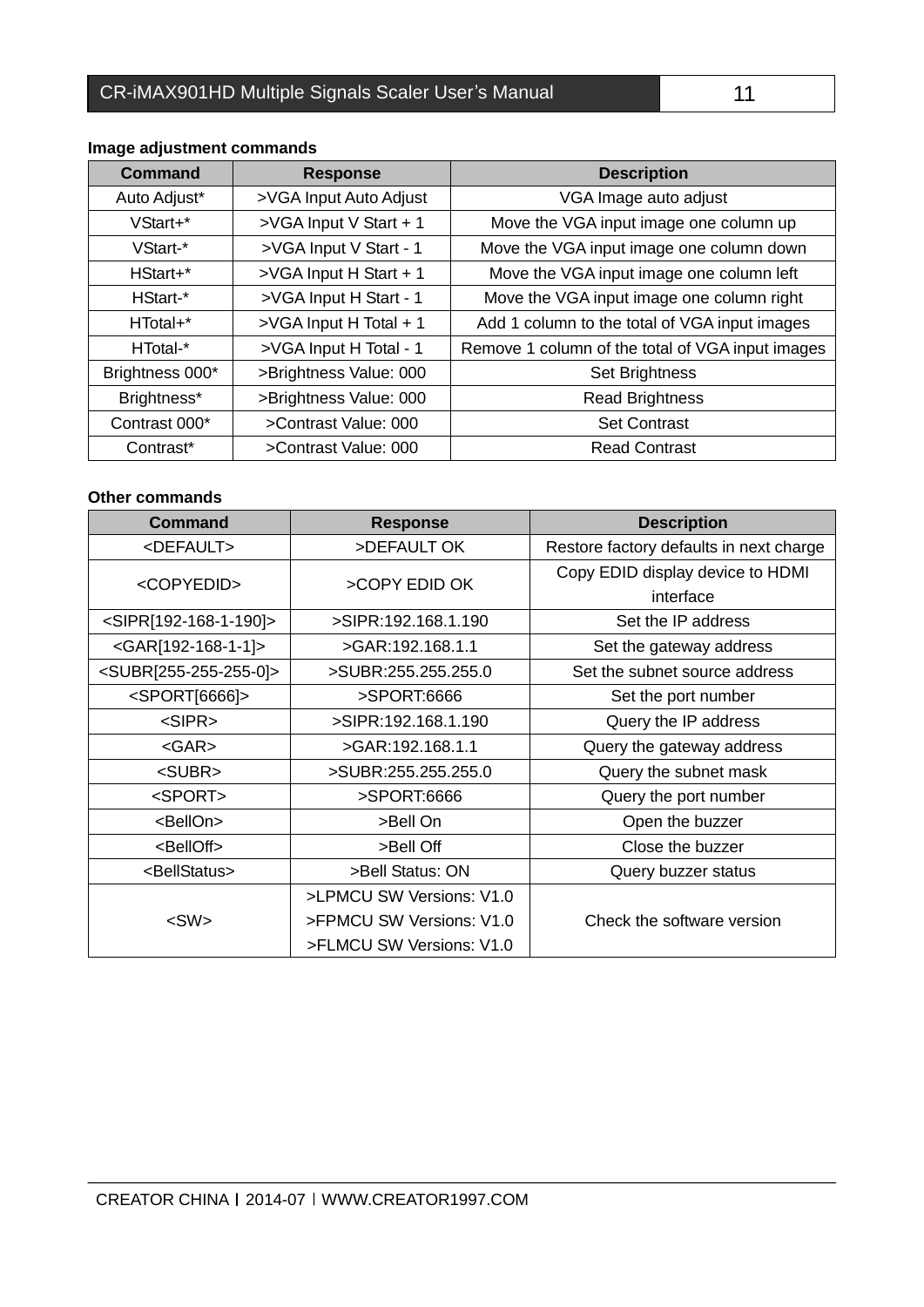**Image adjustment commands**

| Command | Response | Description |
| --- | --- | --- |
| Auto Adjust* | >VGA Input Auto Adjust | VGA Image auto adjust |
| VStart+* | >VGA Input V Start + 1 | Move the VGA input image one column up |
| VStart-* | >VGA Input V Start - 1 | Move the VGA input image one column down |
| HStart+* | >VGA Input H Start + 1 | Move the VGA input image one column left |
| HStart-* | >VGA Input H Start - 1 | Move the VGA input image one column right |
| HTotal+* | >VGA Input H Total + 1 | Add 1 column to the total of VGA input images |
| HTotal-* | >VGA Input H Total - 1 | Remove 1 column of the total of VGA input images |
| Brightness 000* | >Brightness Value: 000 | Set Brightness |
| Brightness* | >Brightness Value: 000 | Read Brightness |
| Contrast 000* | >Contrast Value: 000 | Set Contrast |
| Contrast* | >Contrast Value: 000 | Read Contrast |

**Other commands**

| Command | Response | Description |
| --- | --- | --- |
| <DEFAULT> | >DEFAULT OK | Restore factory defaults in next charge |
| <COPYEDID> | >COPY EDID OK | Copy EDID display device to HDMI interface |
| <SIPR[192-168-1-190]> | >SIPR:192.168.1.190 | Set the IP address |
| <GAR[192-168-1-1]> | >GAR:192.168.1.1 | Set the gateway address |
| <SUBR[255-255-255-0]> | >SUBR:255.255.255.0 | Set the subnet source address |
| <SPORT[6666]> | >SPORT:6666 | Set the port number |
| <SIPR> | >SIPR:192.168.1.190 | Query the IP address |
| <GAR> | >GAR:192.168.1.1 | Query the gateway address |
| <SUBR> | >SUBR:255.255.255.0 | Query the subnet mask |
| <SPORT> | >SPORT:6666 | Query the port number |
| <BellOn> | >Bell On | Open the buzzer |
| <BellOff> | >Bell Off | Close the buzzer |
| <BellStatus> | >Bell Status: ON | Query buzzer status |
| <SW> | >LPMCU SW Versions: V1.0<br>>FPMCU SW Versions: V1.0<br>>FLMCU SW Versions: V1.0 | Check the software version |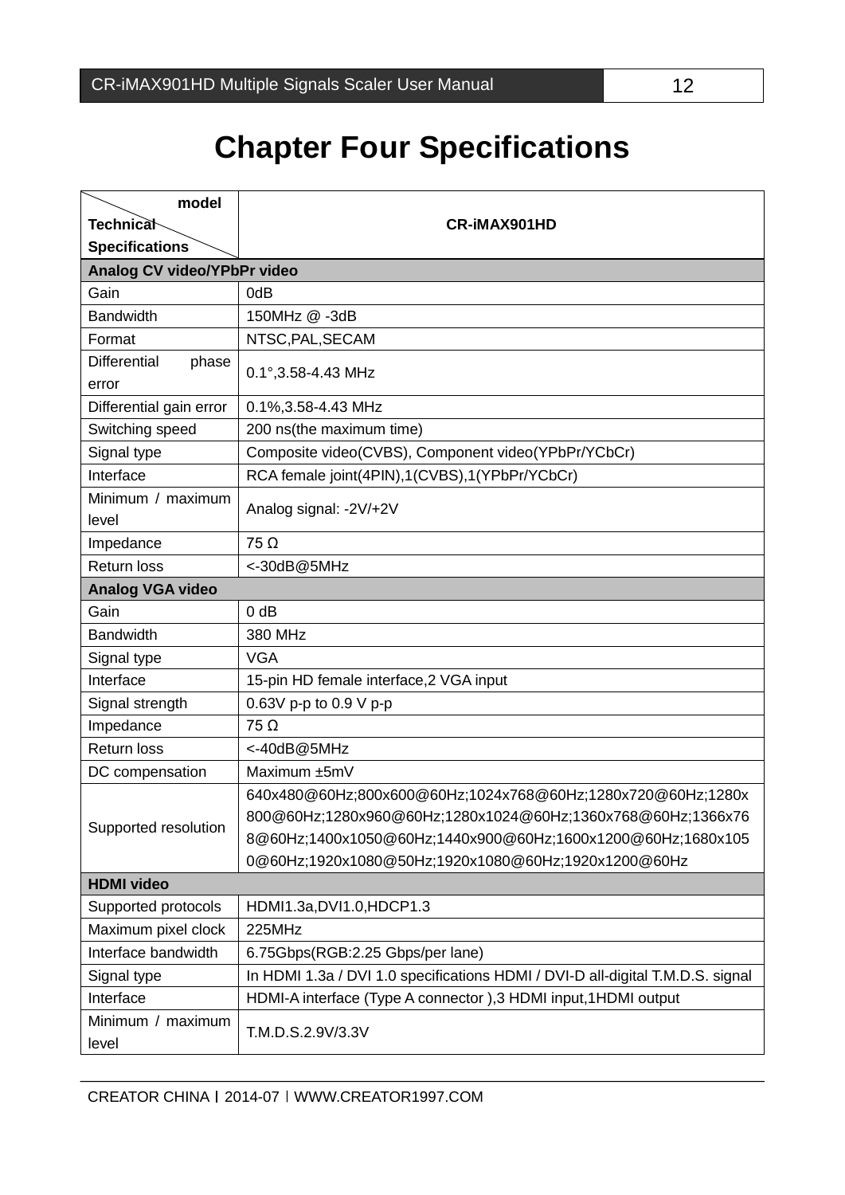# Chapter Four Specifications

| model / Technical Specifications | CR-iMAX901HD |
|---|---|
| **Analog CV video/YPbPr video** | |
| Gain | 0dB |
| Bandwidth | 150MHz @ -3dB |
| Format | NTSC,PAL,SECAM |
| Differential phase error | 0.1°,3.58-4.43 MHz |
| Differential gain error | 0.1%,3.58-4.43 MHz |
| Switching speed | 200 ns(the maximum time) |
| Signal type | Composite video(CVBS), Component video(YPbPr/YCbCr) |
| Interface | RCA female joint(4PIN),1(CVBS),1(YPbPr/YCbCr) |
| Minimum / maximum level | Analog signal: -2V/+2V |
| Impedance | 75 Ω |
| Return loss | <-30dB@5MHz |
| **Analog VGA video** | |
| Gain | 0 dB |
| Bandwidth | 380 MHz |
| Signal type | VGA |
| Interface | 15-pin HD female interface,2 VGA input |
| Signal strength | 0.63V p-p to 0.9 V p-p |
| Impedance | 75 Ω |
| Return loss | <-40dB@5MHz |
| DC compensation | Maximum ±5mV |
| Supported resolution | 640x480@60Hz;800x600@60Hz;1024x768@60Hz;1280x720@60Hz;1280x800@60Hz;1280x960@60Hz;1280x1024@60Hz;1360x768@60Hz;1366x768@60Hz;1400x1050@60Hz;1440x900@60Hz;1600x1200@60Hz;1680x1050@60Hz;1920x1080@50Hz;1920x1080@60Hz;1920x1200@60Hz |
| **HDMI video** | |
| Supported protocols | HDMI1.3a,DVI1.0,HDCP1.3 |
| Maximum pixel clock | 225MHz |
| Interface bandwidth | 6.75Gbps(RGB:2.25 Gbps/per lane) |
| Signal type | In HDMI 1.3a / DVI 1.0 specifications HDMI / DVI-D all-digital T.M.D.S. signal |
| Interface | HDMI-A interface (Type A connector ),3 HDMI input,1HDMI output |
| Minimum / maximum level | T.M.D.S.2.9V/3.3V |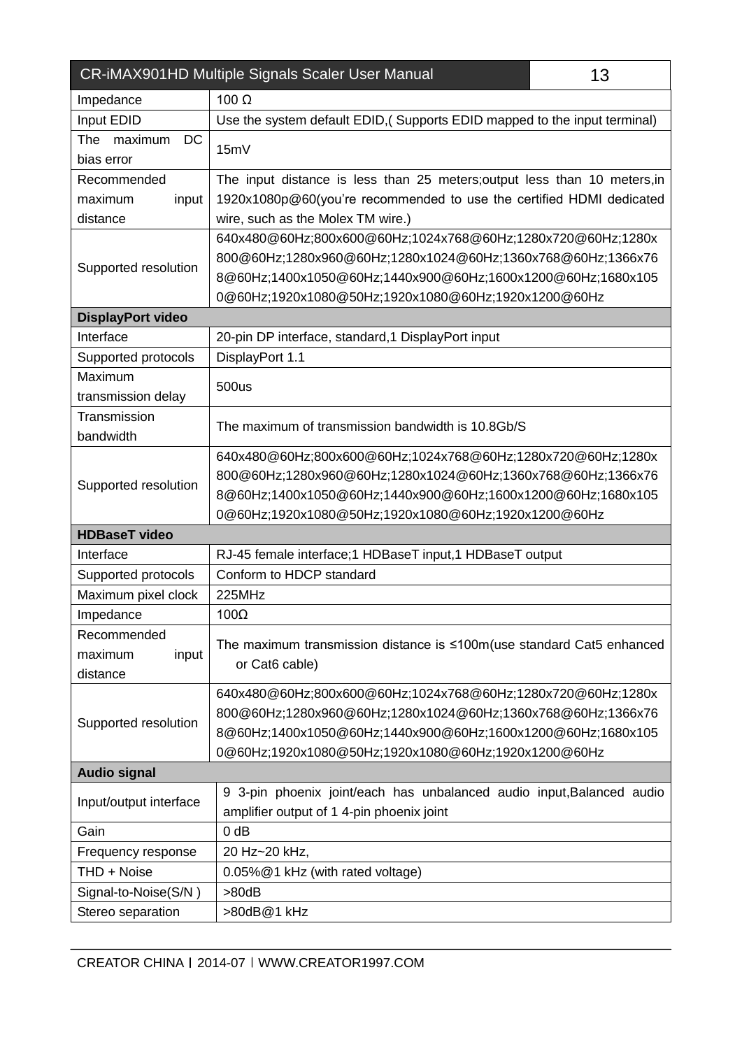| | |
|---|---|
| Impedance | 100 Ω |
| Input EDID | Use the system default EDID,( Supports EDID mapped to the input terminal) |
| The maximum DC bias error | 15mV |
| Recommended maximum input distance | The input distance is less than 25 meters;output less than 10 meters,in 1920x1080p@60(you're recommended to use the certified HDMI dedicated wire, such as the Molex TM wire.) |
| Supported resolution | 640x480@60Hz;800x600@60Hz;1024x768@60Hz;1280x720@60Hz;1280x800@60Hz;1280x960@60Hz;1280x1024@60Hz;1360x768@60Hz;1366x768@60Hz;1400x1050@60Hz;1440x900@60Hz;1600x1200@60Hz;1680x1050@60Hz;1920x1080@50Hz;1920x1080@60Hz;1920x1200@60Hz |
| **DisplayPort video** | |
| Interface | 20-pin DP interface, standard,1 DisplayPort input |
| Supported protocols | DisplayPort 1.1 |
| Maximum transmission delay | 500us |
| Transmission bandwidth | The maximum of transmission bandwidth is 10.8Gb/S |
| Supported resolution | 640x480@60Hz;800x600@60Hz;1024x768@60Hz;1280x720@60Hz;1280x800@60Hz;1280x960@60Hz;1280x1024@60Hz;1360x768@60Hz;1366x768@60Hz;1400x1050@60Hz;1440x900@60Hz;1600x1200@60Hz;1680x1050@60Hz;1920x1080@50Hz;1920x1080@60Hz;1920x1200@60Hz |
| **HDBaseT video** | |
| Interface | RJ-45 female interface;1 HDBaseT input,1 HDBaseT output |
| Supported protocols | Conform to HDCP standard |
| Maximum pixel clock | 225MHz |
| Impedance | 100Ω |
| Recommended maximum input distance | The maximum transmission distance is ≤100m(use standard Cat5 enhanced or Cat6 cable) |
| Supported resolution | 640x480@60Hz;800x600@60Hz;1024x768@60Hz;1280x720@60Hz;1280x800@60Hz;1280x960@60Hz;1280x1024@60Hz;1360x768@60Hz;1366x768@60Hz;1400x1050@60Hz;1440x900@60Hz;1600x1200@60Hz;1680x1050@60Hz;1920x1080@50Hz;1920x1080@60Hz;1920x1200@60Hz |
| **Audio signal** | |
| Input/output interface | 9 3-pin phoenix joint/each has unbalanced audio input,Balanced audio amplifier output of 1 4-pin phoenix joint |
| Gain | 0 dB |
| Frequency response | 20 Hz~20 kHz, |
| THD + Noise | 0.05%@1 kHz (with rated voltage) |
| Signal-to-Noise(S/N ) | >80dB |
| Stereo separation | >80dB@1 kHz |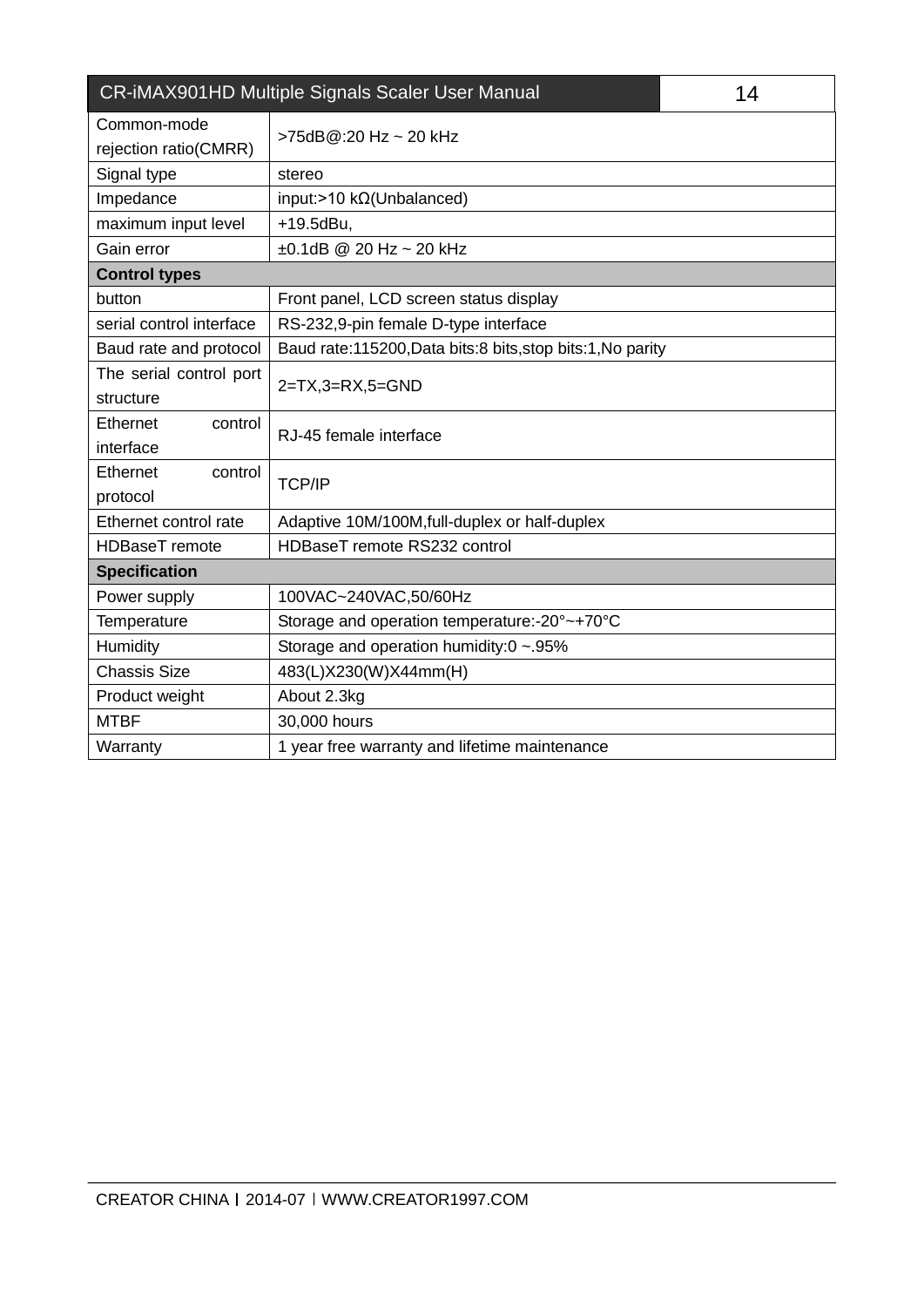| | |
|---|---|
| Common-mode rejection ratio(CMRR) | >75dB@:20 Hz ~ 20 kHz |
| Signal type | stereo |
| Impedance | input:>10 kΩ(Unbalanced) |
| maximum input level | +19.5dBu, |
| Gain error | ±0.1dB @ 20 Hz ~ 20 kHz |
| **Control types** | |
| button | Front panel, LCD screen status display |
| serial control interface | RS-232,9-pin female D-type interface |
| Baud rate and protocol | Baud rate:115200,Data bits:8 bits,stop bits:1,No parity |
| The serial control port structure | 2=TX,3=RX,5=GND |
| Ethernet control interface | RJ-45 female interface |
| Ethernet control protocol | TCP/IP |
| Ethernet control rate | Adaptive 10M/100M,full-duplex or half-duplex |
| HDBaseT remote | HDBaseT remote RS232 control |
| **Specification** | |
| Power supply | 100VAC~240VAC,50/60Hz |
| Temperature | Storage and operation temperature:-20°~+70°C |
| Humidity | Storage and operation humidity:0 ~.95% |
| Chassis Size | 483(L)X230(W)X44mm(H) |
| Product weight | About 2.3kg |
| MTBF | 30,000 hours |
| Warranty | 1 year free warranty and lifetime maintenance |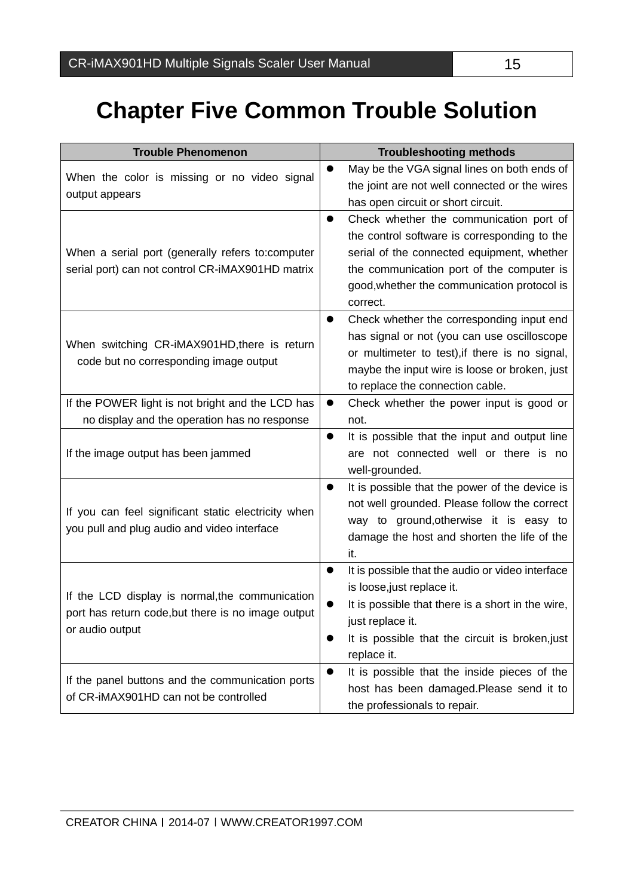# Chapter Five Common Trouble Solution

| Trouble Phenomenon | Troubleshooting methods |
|---|---|
| When the color is missing or no video signal output appears | ● May be the VGA signal lines on both ends of the joint are not well connected or the wires has open circuit or short circuit. |
| When a serial port (generally refers to:computer serial port) can not control CR-iMAX901HD matrix | ● Check whether the communication port of the control software is corresponding to the serial of the connected equipment, whether the communication port of the computer is good,whether the communication protocol is correct. |
| When switching CR-iMAX901HD,there is return code but no corresponding image output | ● Check whether the corresponding input end has signal or not (you can use oscilloscope or multimeter to test),if there is no signal, maybe the input wire is loose or broken, just to replace the connection cable. |
| If the POWER light is not bright and the LCD has no display and the operation has no response | ● Check whether the power input is good or not. |
| If the image output has been jammed | ● It is possible that the input and output line are not connected well or there is no well-grounded. |
| If you can feel significant static electricity when you pull and plug audio and video interface | ● It is possible that the power of the device is not well grounded. Please follow the correct way to ground,otherwise it is easy to damage the host and shorten the life of the it. |
| If the LCD display is normal,the communication port has return code,but there is no image output or audio output | ● It is possible that the audio or video interface is loose,just replace it. ● It is possible that there is a short in the wire, just replace it. ● It is possible that the circuit is broken,just replace it. |
| If the panel buttons and the communication ports of CR-iMAX901HD can not be controlled | ● It is possible that the inside pieces of the host has been damaged.Please send it to the professionals to repair. |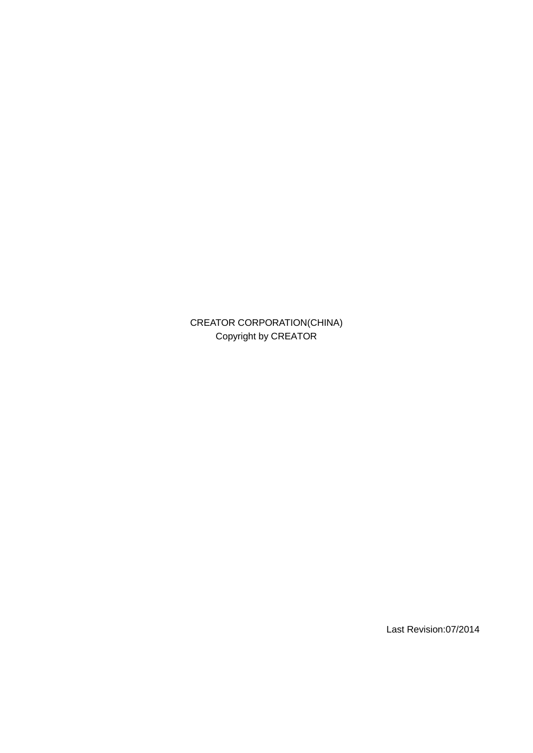CREATOR CORPORATION(CHINA)
Copyright by CREATOR

Last Revision:07/2014